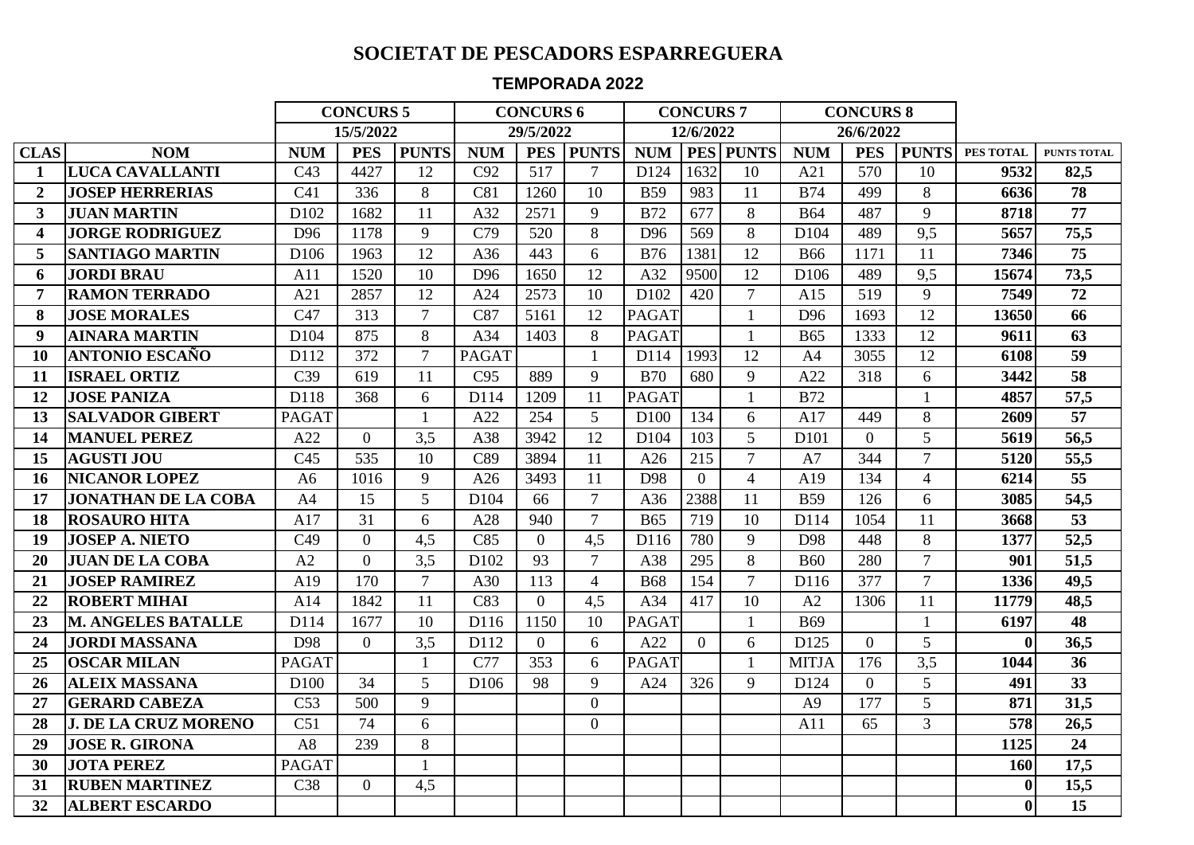# SOCIETAT DE PESCADORS ESPARREGUERA

## TEMPORADA 2022

| | | CONCURS 5 | | | CONCURS 6 | | | CONCURS 7 | | | CONCURS 8 | | | | |
|---|---|---|---|---|---|---|---|---|---|---|---|---|---|---|---|
| | | 15/5/2022 | | | 29/5/2022 | | | 12/6/2022 | | | 26/6/2022 | | | | |
| CLAS | NOM | NUM | PES | PUNTS | NUM | PES | PUNTS | NUM | PES | PUNTS | NUM | PES | PUNTS | PES TOTAL | PUNTS TOTAL |
| 1 | LUCA CAVALLANTI | C43 | 4427 | 12 | C92 | 517 | 7 | D124 | 1632 | 10 | A21 | 570 | 10 | 9532 | 82,5 |
| 2 | JOSEP HERRERIAS | C41 | 336 | 8 | C81 | 1260 | 10 | B59 | 983 | 11 | B74 | 499 | 8 | 6636 | 78 |
| 3 | JUAN MARTIN | D102 | 1682 | 11 | A32 | 2571 | 9 | B72 | 677 | 8 | B64 | 487 | 9 | 8718 | 77 |
| 4 | JORGE RODRIGUEZ | D96 | 1178 | 9 | C79 | 520 | 8 | D96 | 569 | 8 | D104 | 489 | 9,5 | 5657 | 75,5 |
| 5 | SANTIAGO MARTIN | D106 | 1963 | 12 | A36 | 443 | 6 | B76 | 1381 | 12 | B66 | 1171 | 11 | 7346 | 75 |
| 6 | JORDI BRAU | A11 | 1520 | 10 | D96 | 1650 | 12 | A32 | 9500 | 12 | D106 | 489 | 9,5 | 15674 | 73,5 |
| 7 | RAMON TERRADO | A21 | 2857 | 12 | A24 | 2573 | 10 | D102 | 420 | 7 | A15 | 519 | 9 | 7549 | 72 |
| 8 | JOSE MORALES | C47 | 313 | 7 | C87 | 5161 | 12 | PAGAT | | 1 | D96 | 1693 | 12 | 13650 | 66 |
| 9 | AINARA MARTIN | D104 | 875 | 8 | A34 | 1403 | 8 | PAGAT | | 1 | B65 | 1333 | 12 | 9611 | 63 |
| 10 | ANTONIO ESCAÑO | D112 | 372 | 7 | PAGAT | | 1 | D114 | 1993 | 12 | A4 | 3055 | 12 | 6108 | 59 |
| 11 | ISRAEL ORTIZ | C39 | 619 | 11 | C95 | 889 | 9 | B70 | 680 | 9 | A22 | 318 | 6 | 3442 | 58 |
| 12 | JOSE PANIZA | D118 | 368 | 6 | D114 | 1209 | 11 | PAGAT | | 1 | B72 | | 1 | 4857 | 57,5 |
| 13 | SALVADOR GIBERT | PAGAT | | 1 | A22 | 254 | 5 | D100 | 134 | 6 | A17 | 449 | 8 | 2609 | 57 |
| 14 | MANUEL PEREZ | A22 | 0 | 3,5 | A38 | 3942 | 12 | D104 | 103 | 5 | D101 | 0 | 5 | 5619 | 56,5 |
| 15 | AGUSTI JOU | C45 | 535 | 10 | C89 | 3894 | 11 | A26 | 215 | 7 | A7 | 344 | 7 | 5120 | 55,5 |
| 16 | NICANOR LOPEZ | A6 | 1016 | 9 | A26 | 3493 | 11 | D98 | 0 | 4 | A19 | 134 | 4 | 6214 | 55 |
| 17 | JONATHAN DE LA COBA | A4 | 15 | 5 | D104 | 66 | 7 | A36 | 2388 | 11 | B59 | 126 | 6 | 3085 | 54,5 |
| 18 | ROSAURO HITA | A17 | 31 | 6 | A28 | 940 | 7 | B65 | 719 | 10 | D114 | 1054 | 11 | 3668 | 53 |
| 19 | JOSEP A. NIETO | C49 | 0 | 4,5 | C85 | 0 | 4,5 | D116 | 780 | 9 | D98 | 448 | 8 | 1377 | 52,5 |
| 20 | JUAN DE LA COBA | A2 | 0 | 3,5 | D102 | 93 | 7 | A38 | 295 | 8 | B60 | 280 | 7 | 901 | 51,5 |
| 21 | JOSEP RAMIREZ | A19 | 170 | 7 | A30 | 113 | 4 | B68 | 154 | 7 | D116 | 377 | 7 | 1336 | 49,5 |
| 22 | ROBERT MIHAI | A14 | 1842 | 11 | C83 | 0 | 4,5 | A34 | 417 | 10 | A2 | 1306 | 11 | 11779 | 48,5 |
| 23 | M. ANGELES BATALLE | D114 | 1677 | 10 | D116 | 1150 | 10 | PAGAT | | 1 | B69 | | 1 | 6197 | 48 |
| 24 | JORDI MASSANA | D98 | 0 | 3,5 | D112 | 0 | 6 | A22 | 0 | 6 | D125 | 0 | 5 | 0 | 36,5 |
| 25 | OSCAR MILAN | PAGAT | | 1 | C77 | 353 | 6 | PAGAT | | 1 | MITJA | 176 | 3,5 | 1044 | 36 |
| 26 | ALEIX MASSANA | D100 | 34 | 5 | D106 | 98 | 9 | A24 | 326 | 9 | D124 | 0 | 5 | 491 | 33 |
| 27 | GERARD CABEZA | C53 | 500 | 9 | | | 0 | | | | A9 | 177 | 5 | 871 | 31,5 |
| 28 | J. DE LA CRUZ MORENO | C51 | 74 | 6 | | | 0 | | | | A11 | 65 | 3 | 578 | 26,5 |
| 29 | JOSE R. GIRONA | A8 | 239 | 8 | | | | | | | | | | 1125 | 24 |
| 30 | JOTA PEREZ | PAGAT | | 1 | | | | | | | | | | 160 | 17,5 |
| 31 | RUBEN MARTINEZ | C38 | 0 | 4,5 | | | | | | | | | | 0 | 15,5 |
| 32 | ALBERT ESCARDO | | | | | | | | | | | | | 0 | 15 |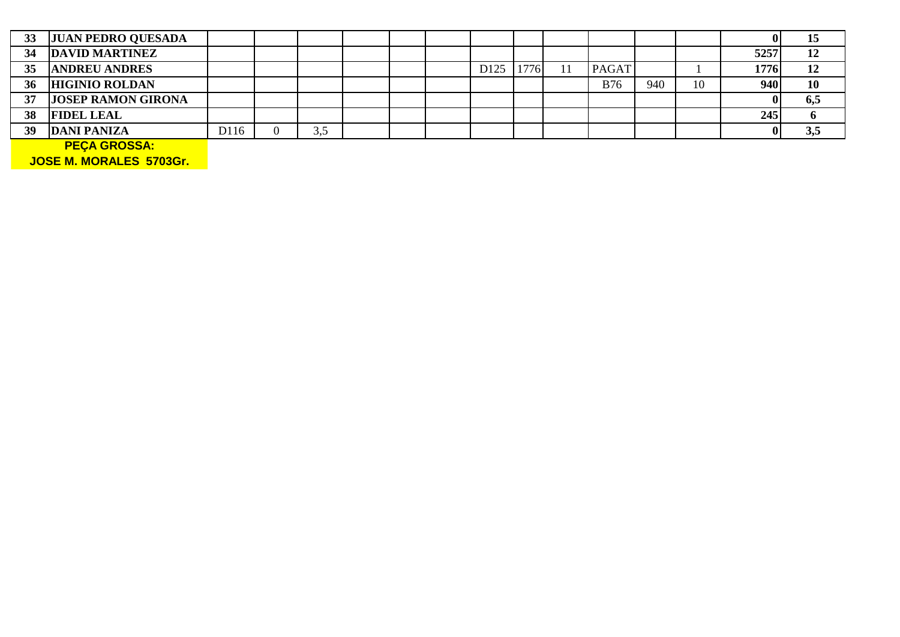| | | | | | | | | | | | | | | | |
|---|---|---|---|---|---|---|---|---|---|---|---|---|---|---|---|
| **33** | **JUAN PEDRO QUESADA** | | | | | | | | | | | | | **0** | **15** |
| **34** | **DAVID MARTINEZ** | | | | | | | | | | | | | **5257** | **12** |
| **35** | **ANDREU ANDRES** | | | | | | | D125 | 1776 | 11 | PAGAT | | 1 | **1776** | **12** |
| **36** | **HIGINIO ROLDAN** | | | | | | | | | | B76 | 940 | 10 | **940** | **10** |
| **37** | **JOSEP RAMON GIRONA** | | | | | | | | | | | | | **0** | **6,5** |
| **38** | **FIDEL LEAL** | | | | | | | | | | | | | **245** | **6** |
| **39** | **DANI PANIZA** | D116 | 0 | 3,5 | | | | | | | | | | **0** | **3,5** |

**PEÇA GROSSA:**
**JOSE M. MORALES 5703Gr.**